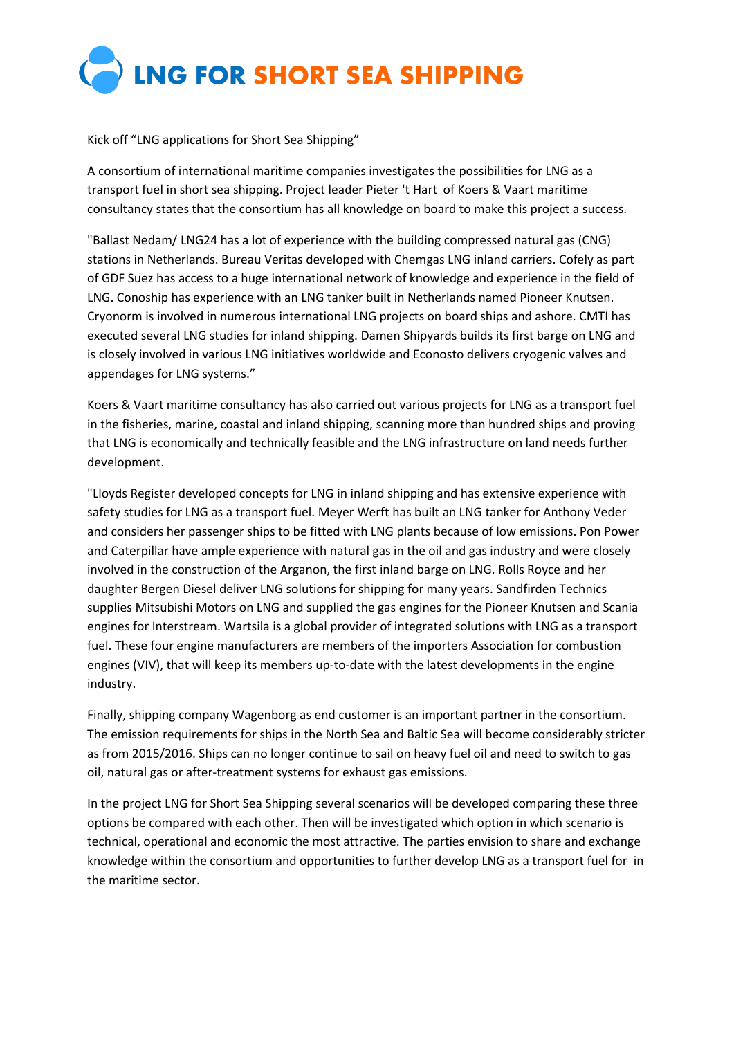# LNG FOR SHORT SEA SHIPPING

Kick off "LNG applications for Short Sea Shipping"

A consortium of international maritime companies investigates the possibilities for LNG as a transport fuel in short sea shipping. Project leader Pieter 't Hart of Koers & Vaart maritime consultancy states that the consortium has all knowledge on board to make this project a success.

"Ballast Nedam/ LNG24 has a lot of experience with the building compressed natural gas (CNG) stations in Netherlands. Bureau Veritas developed with Chemgas LNG inland carriers. Cofely as part of GDF Suez has access to a huge international network of knowledge and experience in the field of LNG. Conoship has experience with an LNG tanker built in Netherlands named Pioneer Knutsen. Cryonorm is involved in numerous international LNG projects on board ships and ashore. CMTI has executed several LNG studies for inland shipping. Damen Shipyards builds its first barge on LNG and is closely involved in various LNG initiatives worldwide and Econosto delivers cryogenic valves and appendages for LNG systems."

Koers & Vaart maritime consultancy has also carried out various projects for LNG as a transport fuel in the fisheries, marine, coastal and inland shipping, scanning more than hundred ships and proving that LNG is economically and technically feasible and the LNG infrastructure on land needs further development.

"Lloyds Register developed concepts for LNG in inland shipping and has extensive experience with safety studies for LNG as a transport fuel. Meyer Werft has built an LNG tanker for Anthony Veder and considers her passenger ships to be fitted with LNG plants because of low emissions. Pon Power and Caterpillar have ample experience with natural gas in the oil and gas industry and were closely involved in the construction of the Arganon, the first inland barge on LNG. Rolls Royce and her daughter Bergen Diesel deliver LNG solutions for shipping for many years. Sandfirden Technics supplies Mitsubishi Motors on LNG and supplied the gas engines for the Pioneer Knutsen and Scania engines for Interstream. Wartsila is a global provider of integrated solutions with LNG as a transport fuel. These four engine manufacturers are members of the importers Association for combustion engines (VIV), that will keep its members up-to-date with the latest developments in the engine industry.

Finally, shipping company Wagenborg as end customer is an important partner in the consortium. The emission requirements for ships in the North Sea and Baltic Sea will become considerably stricter as from 2015/2016. Ships can no longer continue to sail on heavy fuel oil and need to switch to gas oil, natural gas or after-treatment systems for exhaust gas emissions.

In the project LNG for Short Sea Shipping several scenarios will be developed comparing these three options be compared with each other. Then will be investigated which option in which scenario is technical, operational and economic the most attractive. The parties envision to share and exchange knowledge within the consortium and opportunities to further develop LNG as a transport fuel for in the maritime sector.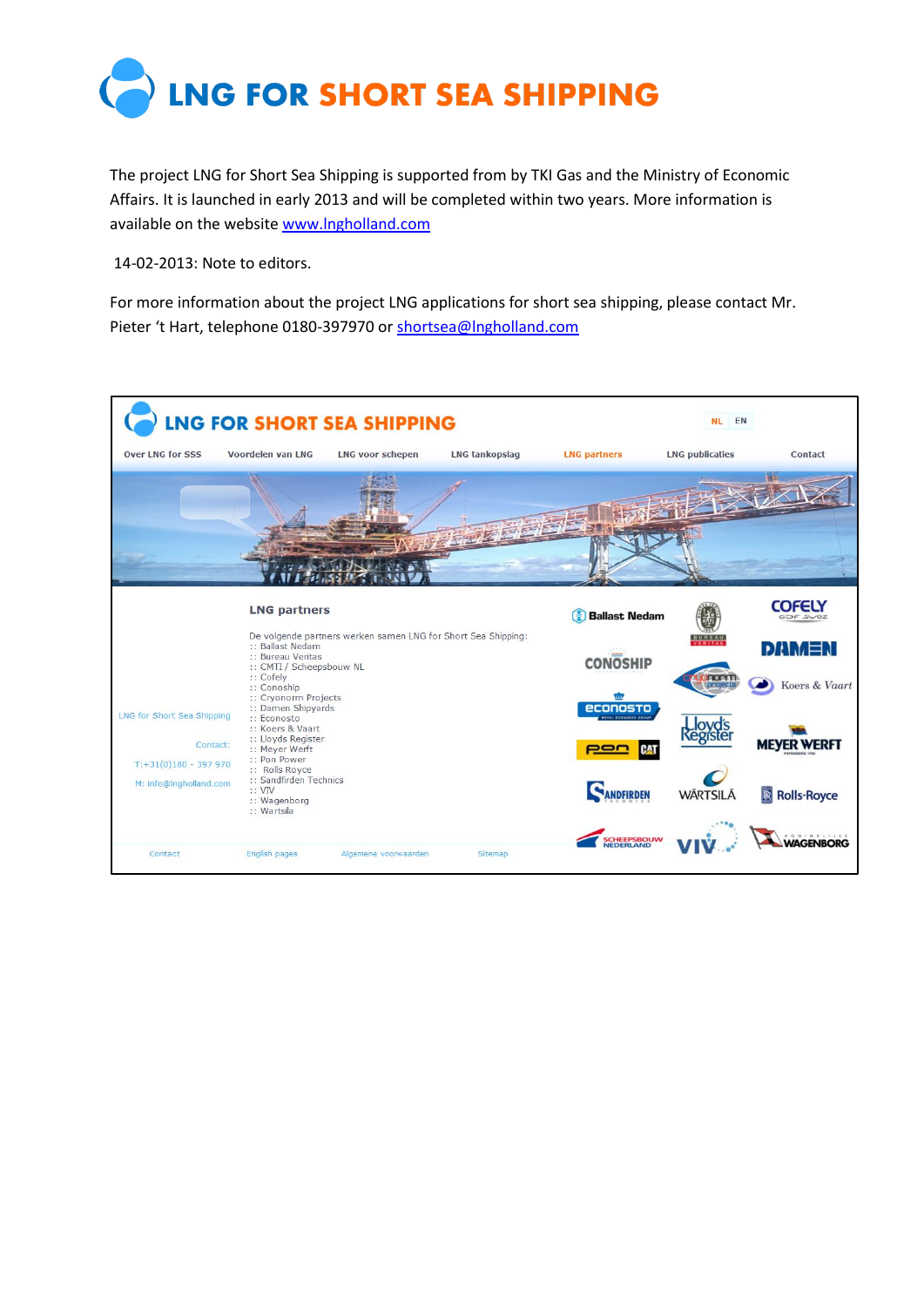# LNG FOR SHORT SEA SHIPPING

The project LNG for Short Sea Shipping is supported from by TKI Gas and the Ministry of Economic Affairs. It is launched in early 2013 and will be completed within two years. More information is available on the website www.lngholland.com

14-02-2013: Note to editors.

For more information about the project LNG applications for short sea shipping, please contact Mr. Pieter 't Hart, telephone 0180-397970 or shortsea@lngholland.com

LNG FOR SHORT SEA SHIPPING

NL EN

Over LNG for SSS | Voordelen van LNG | LNG voor schepen | LNG tankopslag | LNG partners | LNG publicaties | Contact

## LNG partners

De volgende partners werken samen LNG for Short Sea Shipping:

- :: Ballast Nedam
- :: Bureau Veritas
- :: CMTI / Scheepsbouw NL
- :: Cofely
- :: Conoship
- :: Cryonorm Projects
- :: Damen Shipyards
- :: Econosto
- :: Koers & Vaart
- :: Lloyds Register
- :: Meyer Werft
- :: Pon Power
- :: Rolls Royce
- :: Sandfirden Technics
- :: VIV
- :: Wagenborg
- :: Wartsila

LNG for Short Sea Shipping

Contact:

T:+31(0)180 - 397 970

M: info@lngholland.com

Contact | English pages | Algemene voorwaarden | Sitemap